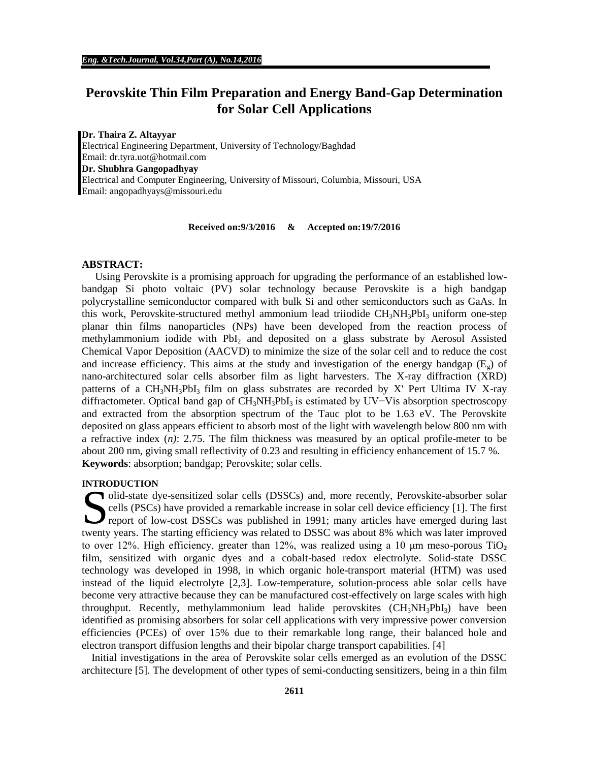# Perovskite Thin Film Preparation and Energy Band-Gap Determination for Solar Cell Applications

**Dr. Thaira Z. Altayyar**
Electrical Engineering Department, University of Technology/Baghdad
Email: dr.tyra.uot@hotmail.com
**Dr. Shubhra Gangopadhyay**
Electrical and Computer Engineering, University of Missouri, Columbia, Missouri, USA
Email: angopadhyays@missouri.edu

**Received on:9/3/2016 & Accepted on:19/7/2016**

## ABSTRACT:

Using Perovskite is a promising approach for upgrading the performance of an established low-bandgap Si photo voltaic (PV) solar technology because Perovskite is a high bandgap polycrystalline semiconductor compared with bulk Si and other semiconductors such as GaAs. In this work, Perovskite-structured methyl ammonium lead triiodide $CH_3NH_3PbI_3$ uniform one-step planar thin films nanoparticles (NPs) have been developed from the reaction process of methylammonium iodide with $PbI_2$ and deposited on a glass substrate by Aerosol Assisted Chemical Vapor Deposition (AACVD) to minimize the size of the solar cell and to reduce the cost and increase efficiency. This aims at the study and investigation of the energy bandgap ($E_g$) of nano-architectured solar cells absorber film as light harvesters. The X-ray diffraction (XRD) patterns of a $CH_3NH_3PbI_3$ film on glass substrates are recorded by X' Pert Ultima IV X-ray diffractometer. Optical band gap of $CH_3NH_3PbI_3$ is estimated by UV−Vis absorption spectroscopy and extracted from the absorption spectrum of the Tauc plot to be 1.63 eV. The Perovskite deposited on glass appears efficient to absorb most of the light with wavelength below 800 nm with a refractive index (*n*): 2.75. The film thickness was measured by an optical profile-meter to be about 200 nm, giving small reflectivity of 0.23 and resulting in efficiency enhancement of 15.7 %.

**Keywords**: absorption; bandgap; Perovskite; solar cells.

## INTRODUCTION

Solid-state dye-sensitized solar cells (DSSCs) and, more recently, Perovskite-absorber solar cells (PSCs) have provided a remarkable increase in solar cell device efficiency [1]. The first report of low-cost DSSCs was published in 1991; many articles have emerged during last twenty years. The starting efficiency was related to DSSC was about 8% which was later improved to over 12%. High efficiency, greater than 12%, was realized using a 10 μm meso-porous $TiO_2$ film, sensitized with organic dyes and a cobalt-based redox electrolyte. Solid-state DSSC technology was developed in 1998, in which organic hole-transport material (HTM) was used instead of the liquid electrolyte [2,3]. Low-temperature, solution-process able solar cells have become very attractive because they can be manufactured cost-effectively on large scales with high throughput. Recently, methylammonium lead halide perovskites ($CH_3NH_3PbI_3$) have been identified as promising absorbers for solar cell applications with very impressive power conversion efficiencies (PCEs) of over 15% due to their remarkable long range, their balanced hole and electron transport diffusion lengths and their bipolar charge transport capabilities. [4]

Initial investigations in the area of Perovskite solar cells emerged as an evolution of the DSSC architecture [5]. The development of other types of semi-conducting sensitizers, being in a thin film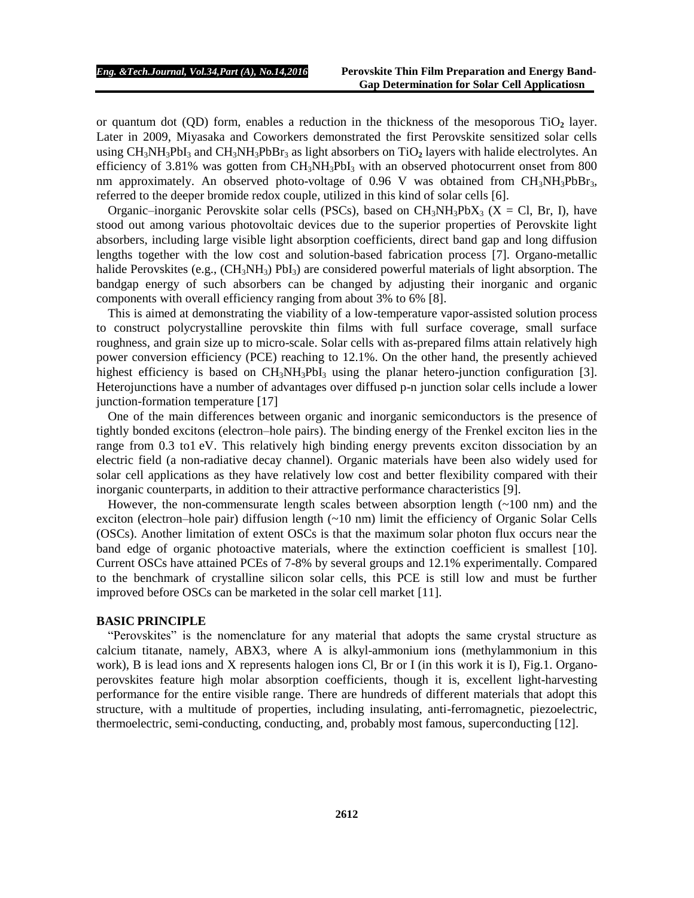or quantum dot (QD) form, enables a reduction in the thickness of the mesoporous $TiO_2$ layer. Later in 2009, Miyasaka and Coworkers demonstrated the first Perovskite sensitized solar cells using $CH_3NH_3PbI_3$ and $CH_3NH_3PbBr_3$ as light absorbers on $TiO_2$ layers with halide electrolytes. An efficiency of 3.81% was gotten from $CH_3NH_3PbI_3$ with an observed photocurrent onset from 800 nm approximately. An observed photo-voltage of 0.96 V was obtained from $CH_3NH_3PbBr_3$, referred to the deeper bromide redox couple, utilized in this kind of solar cells [6].

Organic–inorganic Perovskite solar cells (PSCs), based on $CH_3NH_3PbX_3$ (X = Cl, Br, I), have stood out among various photovoltaic devices due to the superior properties of Perovskite light absorbers, including large visible light absorption coefficients, direct band gap and long diffusion lengths together with the low cost and solution-based fabrication process [7]. Organo-metallic halide Perovskites (e.g., $(CH_3NH_3)$ $PbI_3$) are considered powerful materials of light absorption. The bandgap energy of such absorbers can be changed by adjusting their inorganic and organic components with overall efficiency ranging from about 3% to 6% [8].

This is aimed at demonstrating the viability of a low-temperature vapor-assisted solution process to construct polycrystalline perovskite thin films with full surface coverage, small surface roughness, and grain size up to micro-scale. Solar cells with as-prepared films attain relatively high power conversion efficiency (PCE) reaching to 12.1%. On the other hand, the presently achieved highest efficiency is based on $CH_3NH_3PbI_3$ using the planar hetero-junction configuration [3]. Heterojunctions have a number of advantages over diffused p-n junction solar cells include a lower junction-formation temperature [17]

One of the main differences between organic and inorganic semiconductors is the presence of tightly bonded excitons (electron–hole pairs). The binding energy of the Frenkel exciton lies in the range from 0.3 to1 eV. This relatively high binding energy prevents exciton dissociation by an electric field (a non-radiative decay channel). Organic materials have been also widely used for solar cell applications as they have relatively low cost and better flexibility compared with their inorganic counterparts, in addition to their attractive performance characteristics [9].

However, the non-commensurate length scales between absorption length (~100 nm) and the exciton (electron–hole pair) diffusion length (~10 nm) limit the efficiency of Organic Solar Cells (OSCs). Another limitation of extent OSCs is that the maximum solar photon flux occurs near the band edge of organic photoactive materials, where the extinction coefficient is smallest [10]. Current OSCs have attained PCEs of 7-8% by several groups and 12.1% experimentally. Compared to the benchmark of crystalline silicon solar cells, this PCE is still low and must be further improved before OSCs can be marketed in the solar cell market [11].

## BASIC PRINCIPLE

"Perovskites" is the nomenclature for any material that adopts the same crystal structure as calcium titanate, namely, ABX3, where A is alkyl-ammonium ions (methylammonium in this work), B is lead ions and X represents halogen ions Cl, Br or I (in this work it is I), Fig.1. Organo-perovskites feature high molar absorption coefficients, though it is, excellent light-harvesting performance for the entire visible range. There are hundreds of different materials that adopt this structure, with a multitude of properties, including insulating, anti-ferromagnetic, piezoelectric, thermoelectric, semi-conducting, conducting, and, probably most famous, superconducting [12].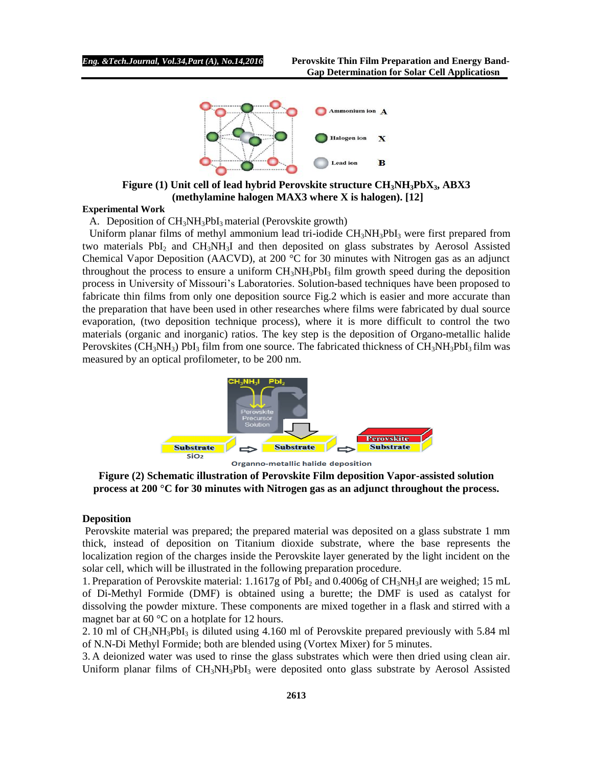**Figure (1) Unit cell of lead hybrid Perovskite structure $CH_3NH_3PbX_3$, ABX3 (methylamine halogen MAX3 where X is halogen). [12]**

**Experimental Work**

A. Deposition of $CH_3NH_3PbI_3$ material (Perovskite growth)

Uniform planar films of methyl ammonium lead tri-iodide $CH_3NH_3PbI_3$ were first prepared from two materials $PbI_2$ and $CH_3NH_3I$ and then deposited on glass substrates by Aerosol Assisted Chemical Vapor Deposition (AACVD), at 200 °C for 30 minutes with Nitrogen gas as an adjunct throughout the process to ensure a uniform $CH_3NH_3PbI_3$ film growth speed during the deposition process in University of Missouri's Laboratories. Solution-based techniques have been proposed to fabricate thin films from only one deposition source Fig.2 which is easier and more accurate than the preparation that have been used in other researches where films were fabricated by dual source evaporation, (two deposition technique process), where it is more difficult to control the two materials (organic and inorganic) ratios. The key step is the deposition of Organo-metallic halide Perovskites ($CH_3NH_3$) $PbI_3$ film from one source. The fabricated thickness of $CH_3NH_3PbI_3$ film was measured by an optical profilometer, to be 200 nm.

**Figure (2) Schematic illustration of Perovskite Film deposition Vapor-assisted solution process at 200 °C for 30 minutes with Nitrogen gas as an adjunct throughout the process.**

**Deposition**

Perovskite material was prepared; the prepared material was deposited on a glass substrate 1 mm thick, instead of deposition on Titanium dioxide substrate, where the base represents the localization region of the charges inside the Perovskite layer generated by the light incident on the solar cell, which will be illustrated in the following preparation procedure.

1. Preparation of Perovskite material: 1.1617g of $PbI_2$ and 0.4006g of $CH_3NH_3I$ are weighed; 15 mL of Di-Methyl Formide (DMF) is obtained using a burette; the DMF is used as catalyst for dissolving the powder mixture. These components are mixed together in a flask and stirred with a magnet bar at 60 °C on a hotplate for 12 hours.
2. 10 ml of $CH_3NH_3PbI_3$ is diluted using 4.160 ml of Perovskite prepared previously with 5.84 ml of N.N-Di Methyl Formide; both are blended using (Vortex Mixer) for 5 minutes.
3. A deionized water was used to rinse the glass substrates which were then dried using clean air. Uniform planar films of $CH_3NH_3PbI_3$ were deposited onto glass substrate by Aerosol Assisted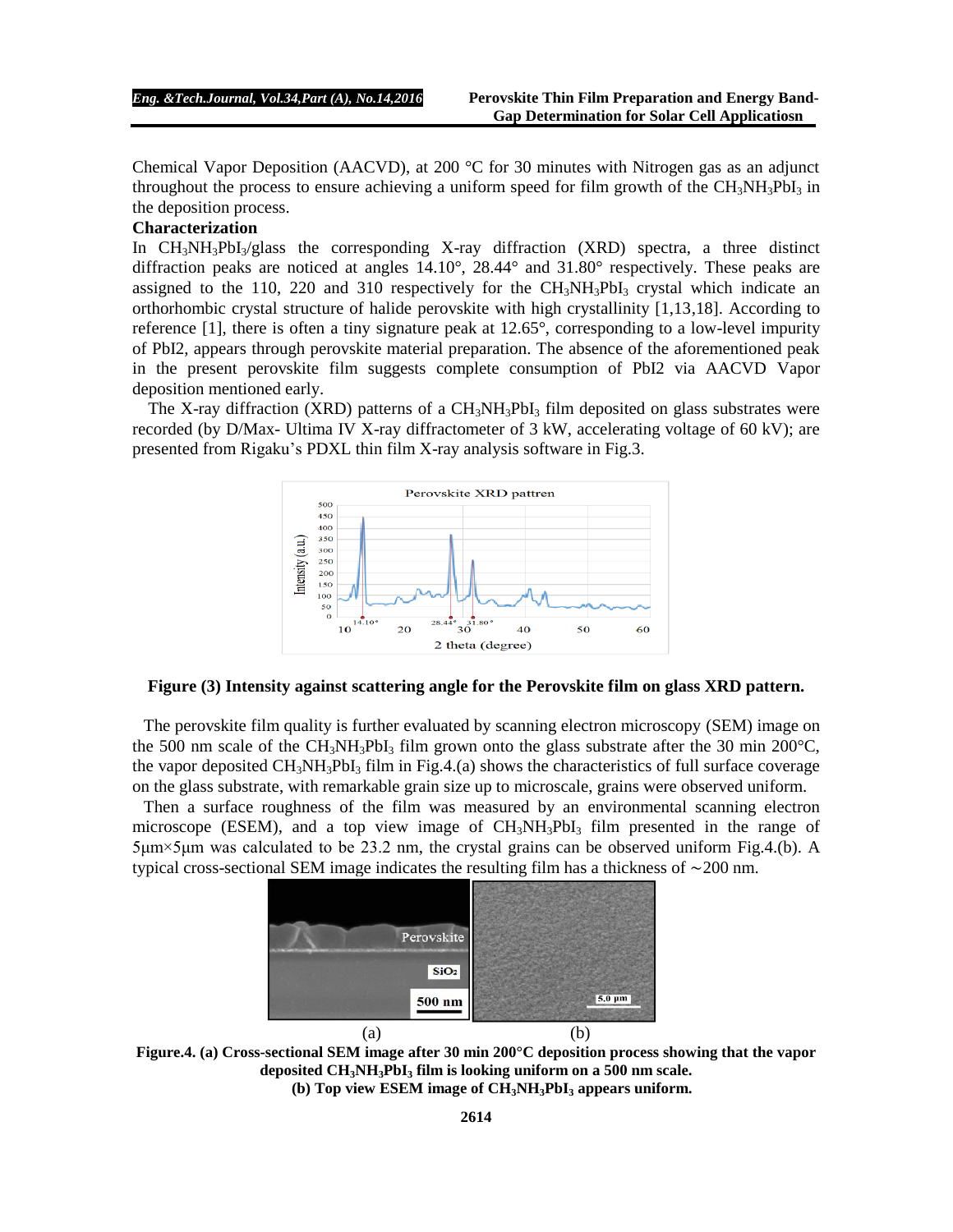Chemical Vapor Deposition (AACVD), at 200 °C for 30 minutes with Nitrogen gas as an adjunct throughout the process to ensure achieving a uniform speed for film growth of the $CH_3NH_3PbI_3$ in the deposition process.

**Characterization**

In $CH_3NH_3PbI_3$/glass the corresponding X-ray diffraction (XRD) spectra, a three distinct diffraction peaks are noticed at angles 14.10°, 28.44° and 31.80° respectively. These peaks are assigned to the 110, 220 and 310 respectively for the $CH_3NH_3PbI_3$ crystal which indicate an orthorhombic crystal structure of halide perovskite with high crystallinity [1,13,18]. According to reference [1], there is often a tiny signature peak at 12.65°, corresponding to a low-level impurity of PbI2, appears through perovskite material preparation. The absence of the aforementioned peak in the present perovskite film suggests complete consumption of PbI2 via AACVD Vapor deposition mentioned early.

The X-ray diffraction (XRD) patterns of a $CH_3NH_3PbI_3$ film deposited on glass substrates were recorded (by D/Max- Ultima IV X-ray diffractometer of 3 kW, accelerating voltage of 60 kV); are presented from Rigaku's PDXL thin film X-ray analysis software in Fig.3.

**Figure (3) Intensity against scattering angle for the Perovskite film on glass XRD pattern.**

The perovskite film quality is further evaluated by scanning electron microscopy (SEM) image on the 500 nm scale of the $CH_3NH_3PbI_3$ film grown onto the glass substrate after the 30 min 200°C, the vapor deposited $CH_3NH_3PbI_3$ film in Fig.4.(a) shows the characteristics of full surface coverage on the glass substrate, with remarkable grain size up to microscale, grains were observed uniform.

Then a surface roughness of the film was measured by an environmental scanning electron microscope (ESEM), and a top view image of $CH_3NH_3PbI_3$ film presented in the range of 5μm×5μm was calculated to be 23.2 nm, the crystal grains can be observed uniform Fig.4.(b). A typical cross-sectional SEM image indicates the resulting film has a thickness of ∼200 nm.

(a) (b)

**Figure.4. (a) Cross-sectional SEM image after 30 min 200°C deposition process showing that the vapor deposited $CH_3NH_3PbI_3$ film is looking uniform on a 500 nm scale.**
**(b) Top view ESEM image of $CH_3NH_3PbI_3$ appears uniform.**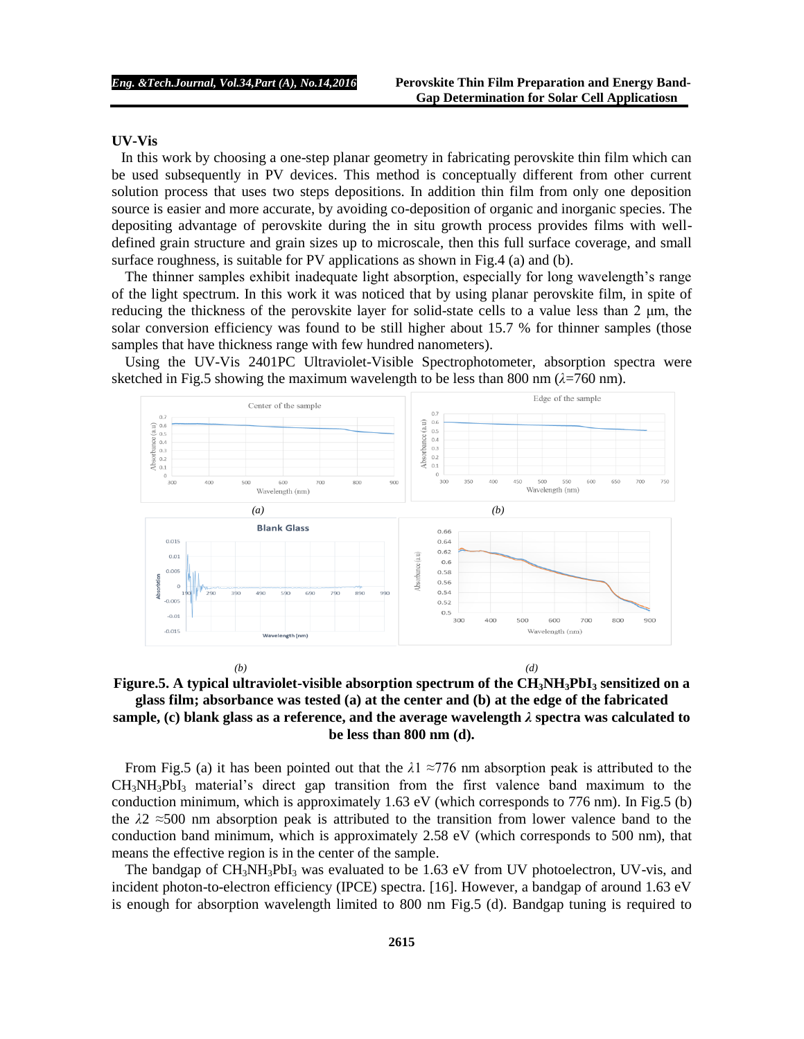### UV-Vis

In this work by choosing a one-step planar geometry in fabricating perovskite thin film which can be used subsequently in PV devices. This method is conceptually different from other current solution process that uses two steps depositions. In addition thin film from only one deposition source is easier and more accurate, by avoiding co-deposition of organic and inorganic species. The depositing advantage of perovskite during the in situ growth process provides films with well-defined grain structure and grain sizes up to microscale, then this full surface coverage, and small surface roughness, is suitable for PV applications as shown in Fig.4 (a) and (b).

The thinner samples exhibit inadequate light absorption, especially for long wavelength's range of the light spectrum. In this work it was noticed that by using planar perovskite film, in spite of reducing the thickness of the perovskite layer for solid-state cells to a value less than 2 μm, the solar conversion efficiency was found to be still higher about 15.7 % for thinner samples (those samples that have thickness range with few hundred nanometers).

Using the UV-Vis 2401PC Ultraviolet-Visible Spectrophotometer, absorption spectra were sketched in Fig.5 showing the maximum wavelength to be less than 800 nm ($\lambda$=760 nm).

(a) (b) (b) (d)

**Figure.5. A typical ultraviolet-visible absorption spectrum of the $CH_3NH_3PbI_3$ sensitized on a glass film; absorbance was tested (a) at the center and (b) at the edge of the fabricated sample, (c) blank glass as a reference, and the average wavelength $\lambda$ spectra was calculated to be less than 800 nm (d).**

From Fig.5 (a) it has been pointed out that the $\lambda1$ ≈776 nm absorption peak is attributed to the $CH_3NH_3PbI_3$ material's direct gap transition from the first valence band maximum to the conduction minimum, which is approximately 1.63 eV (which corresponds to 776 nm). In Fig.5 (b) the $\lambda2$ ≈500 nm absorption peak is attributed to the transition from lower valence band to the conduction band minimum, which is approximately 2.58 eV (which corresponds to 500 nm), that means the effective region is in the center of the sample.

The bandgap of $CH_3NH_3PbI_3$ was evaluated to be 1.63 eV from UV photoelectron, UV-vis, and incident photon-to-electron efficiency (IPCE) spectra. [16]. However, a bandgap of around 1.63 eV is enough for absorption wavelength limited to 800 nm Fig.5 (d). Bandgap tuning is required to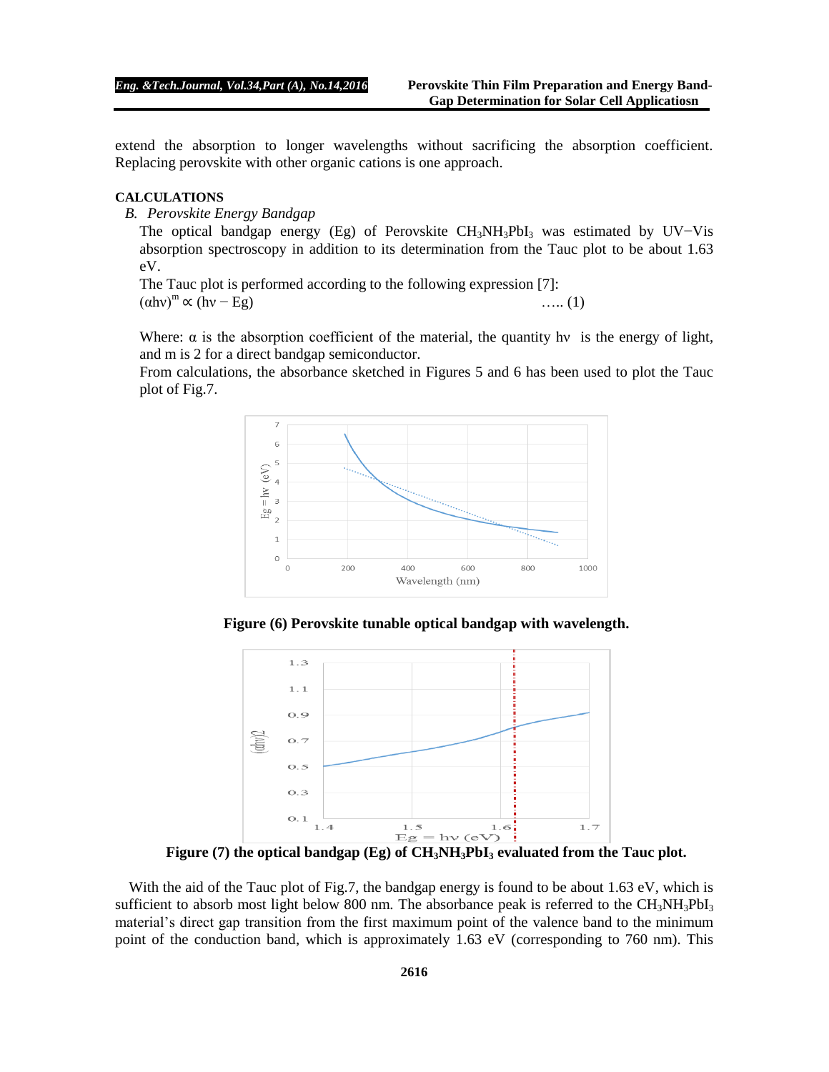extend the absorption to longer wavelengths without sacrificing the absorption coefficient. Replacing perovskite with other organic cations is one approach.

**CALCULATIONS**

*B. Perovskite Energy Bandgap*

The optical bandgap energy (Eg) of Perovskite $CH_3NH_3PbI_3$ was estimated by UV−Vis absorption spectroscopy in addition to its determination from the Tauc plot to be about 1.63 eV.

The Tauc plot is performed according to the following expression [7]:

$$(\alpha h\nu)^m \propto (h\nu - Eg) \quad \ldots\ldots (1)$$

Where: α is the absorption coefficient of the material, the quantity hν is the energy of light, and m is 2 for a direct bandgap semiconductor.

From calculations, the absorbance sketched in Figures 5 and 6 has been used to plot the Tauc plot of Fig.7.

**Figure (6) Perovskite tunable optical bandgap with wavelength.**

**Figure (7) the optical bandgap (Eg) of $CH_3NH_3PbI_3$ evaluated from the Tauc plot.**

With the aid of the Tauc plot of Fig.7, the bandgap energy is found to be about 1.63 eV, which is sufficient to absorb most light below 800 nm. The absorbance peak is referred to the $CH_3NH_3PbI_3$ material's direct gap transition from the first maximum point of the valence band to the minimum point of the conduction band, which is approximately 1.63 eV (corresponding to 760 nm). This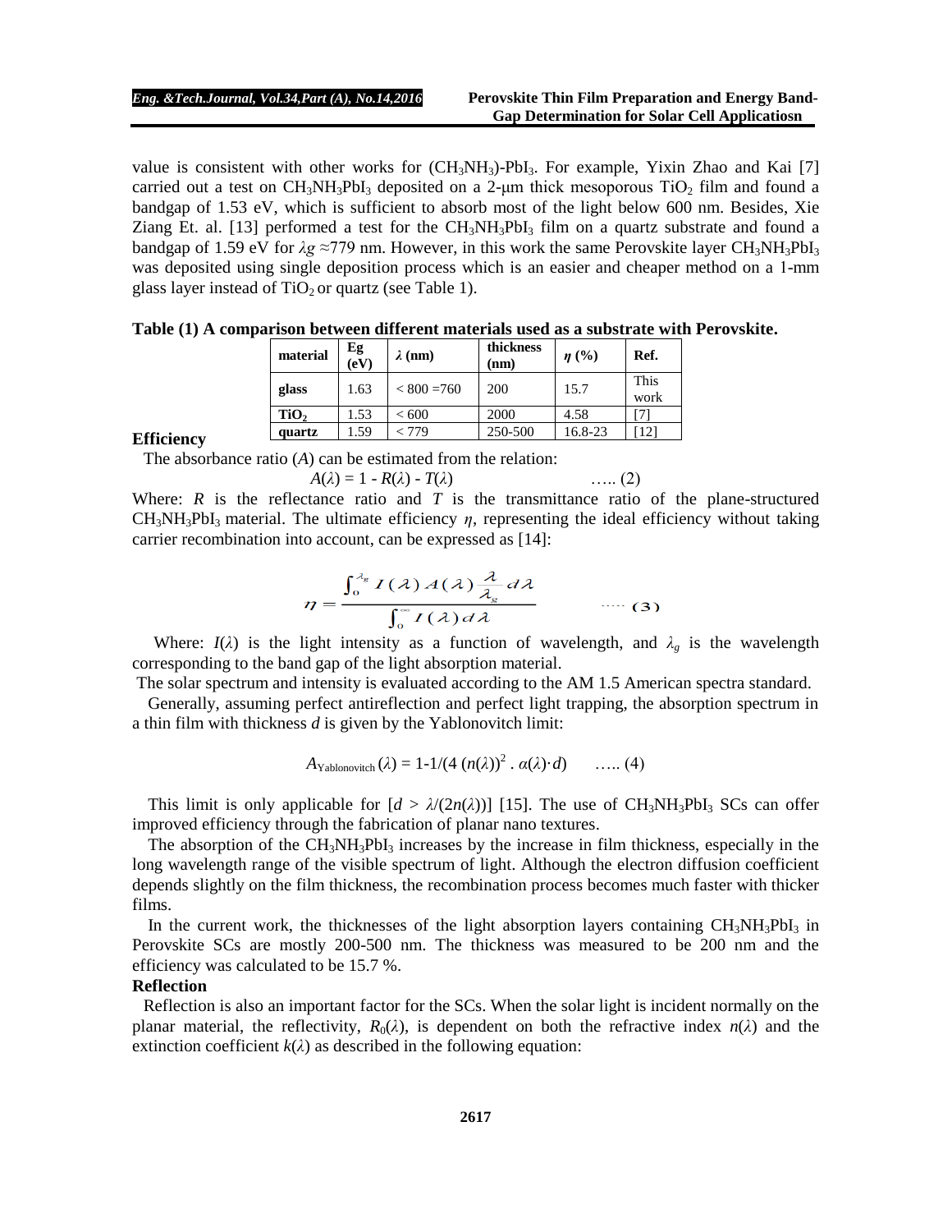value is consistent with other works for $(CH_3NH_3)$-$PbI_3$. For example, Yixin Zhao and Kai [7] carried out a test on $CH_3NH_3PbI_3$ deposited on a 2-μm thick mesoporous $TiO_2$ film and found a bandgap of 1.53 eV, which is sufficient to absorb most of the light below 600 nm. Besides, Xie Ziang Et. al. [13] performed a test for the $CH_3NH_3PbI_3$ film on a quartz substrate and found a bandgap of 1.59 eV for $\lambda g \approx 779$ nm. However, in this work the same Perovskite layer $CH_3NH_3PbI_3$ was deposited using single deposition process which is an easier and cheaper method on a 1-mm glass layer instead of $TiO_2$ or quartz (see Table 1).

**Table (1) A comparison between different materials used as a substrate with Perovskite.**

| material | Eg (eV) | $\lambda$ (nm) | thickness (nm) | $\eta$ (%) | Ref. |
|---|---|---|---|---|---|
| **glass** | 1.63 | < 800 =760 | 200 | 15.7 | This work |
| **$TiO_2$** | 1.53 | < 600 | 2000 | 4.58 | [7] |
| **quartz** | 1.59 | < 779 | 250-500 | 16.8-23 | [12] |

**Efficiency**

The absorbance ratio ($A$) can be estimated from the relation:

$$A(\lambda) = 1 - R(\lambda) - T(\lambda) \quad \text{..... (2)}$$

Where: $R$ is the reflectance ratio and $T$ is the transmittance ratio of the plane-structured $CH_3NH_3PbI_3$ material. The ultimate efficiency $\eta$, representing the ideal efficiency without taking carrier recombination into account, can be expressed as [14]:

$$\eta = \frac{\int_0^{\lambda_g} I(\lambda)\, A(\lambda)\, \frac{\lambda}{\lambda_g}\, d\lambda}{\int_0^{\infty} I(\lambda)\, d\lambda} \quad \text{..... (3)}$$

Where: $I(\lambda)$ is the light intensity as a function of wavelength, and $\lambda_g$ is the wavelength corresponding to the band gap of the light absorption material.

The solar spectrum and intensity is evaluated according to the AM 1.5 American spectra standard.

Generally, assuming perfect antireflection and perfect light trapping, the absorption spectrum in a thin film with thickness $d$ is given by the Yablonovitch limit:

$$A_{\text{Yablonovitch}}(\lambda) = 1\text{-}1/(4\,(n(\lambda))^2 \,.\, \alpha(\lambda)\cdot d) \quad \text{..... (4)}$$

This limit is only applicable for $[d > \lambda/(2n(\lambda))]$ [15]. The use of $CH_3NH_3PbI_3$ SCs can offer improved efficiency through the fabrication of planar nano textures.

The absorption of the $CH_3NH_3PbI_3$ increases by the increase in film thickness, especially in the long wavelength range of the visible spectrum of light. Although the electron diffusion coefficient depends slightly on the film thickness, the recombination process becomes much faster with thicker films.

In the current work, the thicknesses of the light absorption layers containing $CH_3NH_3PbI_3$ in Perovskite SCs are mostly 200-500 nm. The thickness was measured to be 200 nm and the efficiency was calculated to be 15.7 %.

**Reflection**

Reflection is also an important factor for the SCs. When the solar light is incident normally on the planar material, the reflectivity, $R_0(\lambda)$, is dependent on both the refractive index $n(\lambda)$ and the extinction coefficient $k(\lambda)$ as described in the following equation: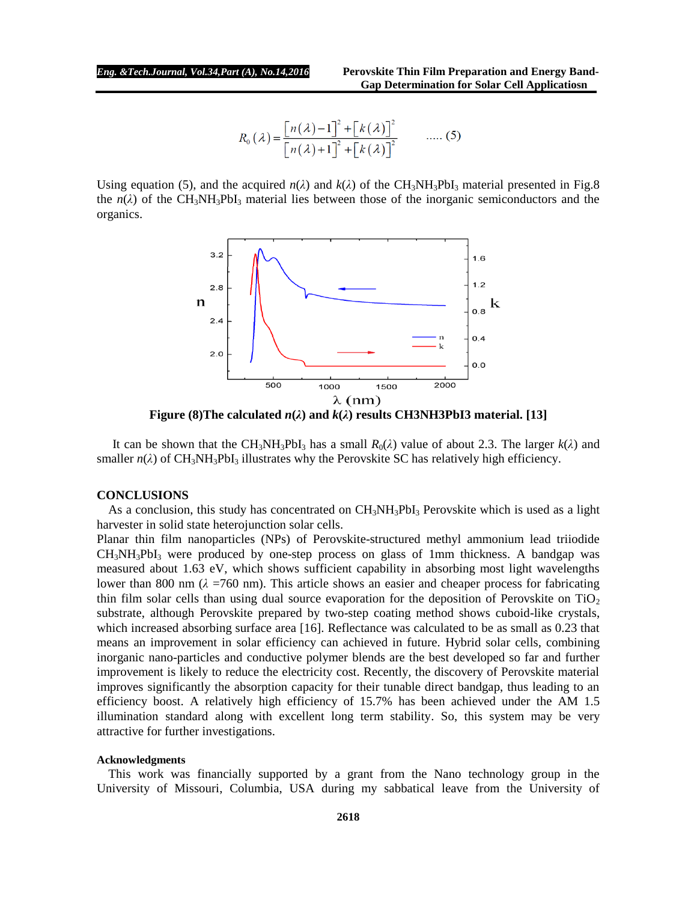$$R_0(\lambda) = \frac{[n(\lambda)-1]^2 + [k(\lambda)]^2}{[n(\lambda)+1]^2 + [k(\lambda)]^2} \qquad \text{..... (5)}$$

Using equation (5), and the acquired $n(\lambda)$ and $k(\lambda)$ of the $CH_3NH_3PbI_3$ material presented in Fig.8 the $n(\lambda)$ of the $CH_3NH_3PbI_3$ material lies between those of the inorganic semiconductors and the organics.

**Figure (8)The calculated $n(\lambda)$ and $k(\lambda)$ results CH3NH3PbI3 material. [13]**

It can be shown that the $CH_3NH_3PbI_3$ has a small $R_0(\lambda)$ value of about 2.3. The larger $k(\lambda)$ and smaller $n(\lambda)$ of $CH_3NH_3PbI_3$ illustrates why the Perovskite SC has relatively high efficiency.

## CONCLUSIONS

As a conclusion, this study has concentrated on $CH_3NH_3PbI_3$ Perovskite which is used as a light harvester in solid state heterojunction solar cells.

Planar thin film nanoparticles (NPs) of Perovskite-structured methyl ammonium lead triiodide $CH_3NH_3PbI_3$ were produced by one-step process on glass of 1mm thickness. A bandgap was measured about 1.63 eV, which shows sufficient capability in absorbing most light wavelengths lower than 800 nm ($\lambda$ =760 nm). This article shows an easier and cheaper process for fabricating thin film solar cells than using dual source evaporation for the deposition of Perovskite on $TiO_2$ substrate, although Perovskite prepared by two-step coating method shows cuboid-like crystals, which increased absorbing surface area [16]. Reflectance was calculated to be as small as 0.23 that means an improvement in solar efficiency can achieved in future. Hybrid solar cells, combining inorganic nano-particles and conductive polymer blends are the best developed so far and further improvement is likely to reduce the electricity cost. Recently, the discovery of Perovskite material improves significantly the absorption capacity for their tunable direct bandgap, thus leading to an efficiency boost. A relatively high efficiency of 15.7% has been achieved under the AM 1.5 illumination standard along with excellent long term stability. So, this system may be very attractive for further investigations.

### Acknowledgments

This work was financially supported by a grant from the Nano technology group in the University of Missouri, Columbia, USA during my sabbatical leave from the University of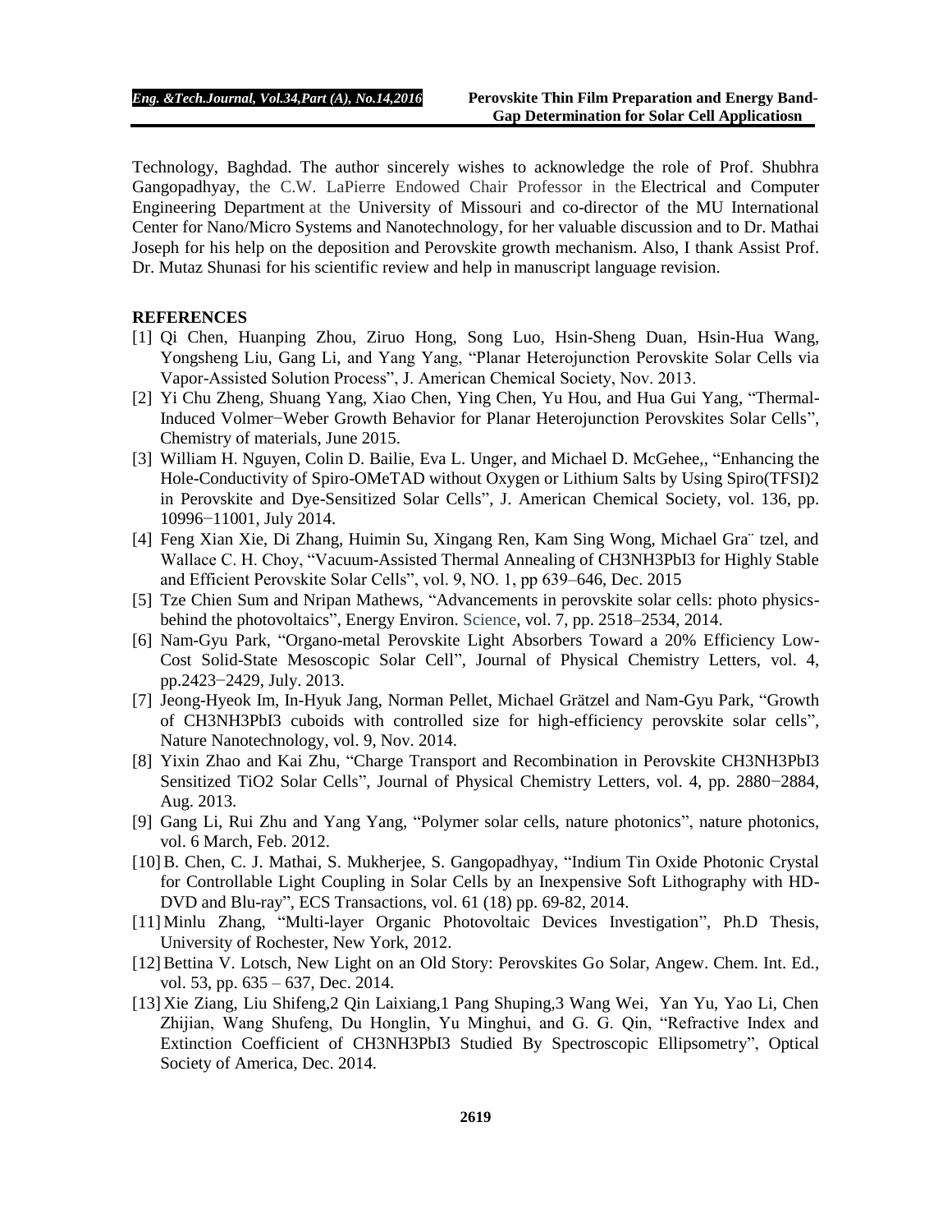Technology, Baghdad. The author sincerely wishes to acknowledge the role of Prof. Shubhra Gangopadhyay, the C.W. LaPierre Endowed Chair Professor in the Electrical and Computer Engineering Department at the University of Missouri and co-director of the MU International Center for Nano/Micro Systems and Nanotechnology, for her valuable discussion and to Dr. Mathai Joseph for his help on the deposition and Perovskite growth mechanism. Also, I thank Assist Prof. Dr. Mutaz Shunasi for his scientific review and help in manuscript language revision.

## REFERENCES

[1] Qi Chen, Huanping Zhou, Ziruo Hong, Song Luo, Hsin-Sheng Duan, Hsin-Hua Wang, Yongsheng Liu, Gang Li, and Yang Yang, "Planar Heterojunction Perovskite Solar Cells via Vapor-Assisted Solution Process", J. American Chemical Society, Nov. 2013.

[2] Yi Chu Zheng, Shuang Yang, Xiao Chen, Ying Chen, Yu Hou, and Hua Gui Yang, "Thermal-Induced Volmer−Weber Growth Behavior for Planar Heterojunction Perovskites Solar Cells", Chemistry of materials, June 2015.

[3] William H. Nguyen, Colin D. Bailie, Eva L. Unger, and Michael D. McGehee,, "Enhancing the Hole-Conductivity of Spiro-OMeTAD without Oxygen or Lithium Salts by Using Spiro(TFSI)2 in Perovskite and Dye-Sensitized Solar Cells", J. American Chemical Society, vol. 136, pp. 10996−11001, July 2014.

[4] Feng Xian Xie, Di Zhang, Huimin Su, Xingang Ren, Kam Sing Wong, Michael Gra¨ tzel, and Wallace C. H. Choy, "Vacuum-Assisted Thermal Annealing of CH3NH3PbI3 for Highly Stable and Efficient Perovskite Solar Cells", vol. 9, NO. 1, pp 639–646, Dec. 2015

[5] Tze Chien Sum and Nripan Mathews, "Advancements in perovskite solar cells: photo physics-behind the photovoltaics", Energy Environ. Science, vol. 7, pp. 2518–2534, 2014.

[6] Nam-Gyu Park, "Organo-metal Perovskite Light Absorbers Toward a 20% Efficiency Low-Cost Solid-State Mesoscopic Solar Cell", Journal of Physical Chemistry Letters, vol. 4, pp.2423−2429, July. 2013.

[7] Jeong-Hyeok Im, In-Hyuk Jang, Norman Pellet, Michael Grätzel and Nam-Gyu Park, "Growth of CH3NH3PbI3 cuboids with controlled size for high-efficiency perovskite solar cells", Nature Nanotechnology, vol. 9, Nov. 2014.

[8] Yixin Zhao and Kai Zhu, "Charge Transport and Recombination in Perovskite CH3NH3PbI3 Sensitized TiO2 Solar Cells", Journal of Physical Chemistry Letters, vol. 4, pp. 2880−2884, Aug. 2013.

[9] Gang Li, Rui Zhu and Yang Yang, "Polymer solar cells, nature photonics", nature photonics, vol. 6 March, Feb. 2012.

[10] B. Chen, C. J. Mathai, S. Mukherjee, S. Gangopadhyay, "Indium Tin Oxide Photonic Crystal for Controllable Light Coupling in Solar Cells by an Inexpensive Soft Lithography with HD-DVD and Blu-ray", ECS Transactions, vol. 61 (18) pp. 69-82, 2014.

[11] Minlu Zhang, "Multi-layer Organic Photovoltaic Devices Investigation", Ph.D Thesis, University of Rochester, New York, 2012.

[12] Bettina V. Lotsch, New Light on an Old Story: Perovskites Go Solar, Angew. Chem. Int. Ed., vol. 53, pp. 635 – 637, Dec. 2014.

[13] Xie Ziang, Liu Shifeng,2 Qin Laixiang,1 Pang Shuping,3 Wang Wei, Yan Yu, Yao Li, Chen Zhijian, Wang Shufeng, Du Honglin, Yu Minghui, and G. G. Qin, "Refractive Index and Extinction Coefficient of CH3NH3PbI3 Studied By Spectroscopic Ellipsometry", Optical Society of America, Dec. 2014.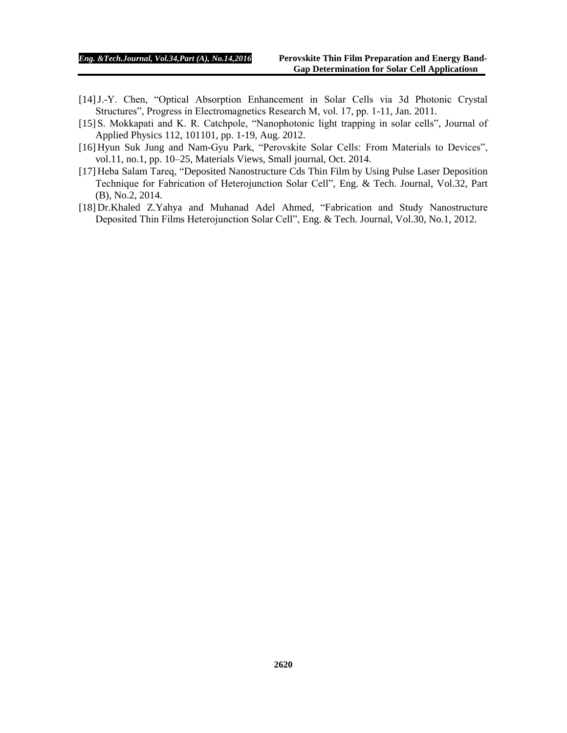[14] J.-Y. Chen, "Optical Absorption Enhancement in Solar Cells via 3d Photonic Crystal Structures", Progress in Electromagnetics Research M, vol. 17, pp. 1-11, Jan. 2011.

[15] S. Mokkapati and K. R. Catchpole, "Nanophotonic light trapping in solar cells", Journal of Applied Physics 112, 101101, pp. 1-19, Aug. 2012.

[16] Hyun Suk Jung and Nam-Gyu Park, "Perovskite Solar Cells: From Materials to Devices", vol.11, no.1, pp. 10–25, Materials Views, Small journal, Oct. 2014.

[17] Heba Salam Tareq, "Deposited Nanostructure Cds Thin Film by Using Pulse Laser Deposition Technique for Fabrication of Heterojunction Solar Cell", Eng. & Tech. Journal, Vol.32, Part (B), No.2, 2014.

[18] Dr.Khaled Z.Yahya and Muhanad Adel Ahmed, "Fabrication and Study Nanostructure Deposited Thin Films Heterojunction Solar Cell", Eng. & Tech. Journal, Vol.30, No.1, 2012.